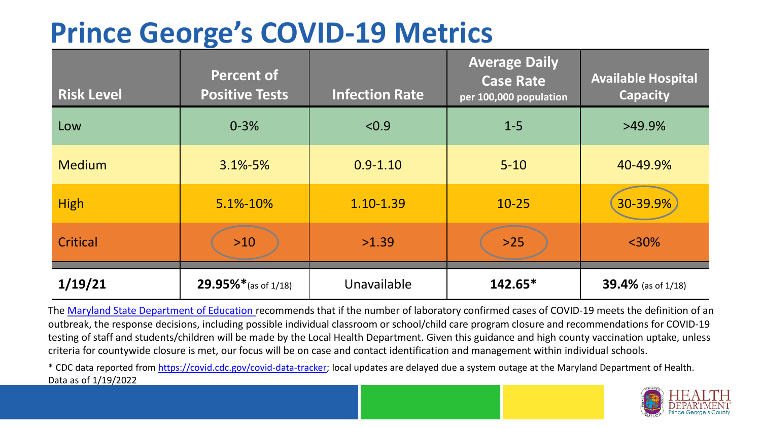# Prince George's COVID-19 Metrics

| Risk Level | Percent of Positive Tests | Infection Rate | Average Daily Case Rate per 100,000 population | Available Hospital Capacity |
|---|---|---|---|---|
| Low | 0-3% | <0.9 | 1-5 | >49.9% |
| Medium | 3.1%-5% | 0.9-1.10 | 5-10 | 40-49.9% |
| High | 5.1%-10% | 1.10-1.39 | 10-25 | 30-39.9% |
| Critical | >10 | >1.39 | >25 | <30% |
| **1/19/21** | **29.95%*** (as of 1/18) | Unavailable | **142.65*** | **39.4%** (as of 1/18) |

The [Maryland State Department of Education](#) recommends that if the number of laboratory confirmed cases of COVID-19 meets the definition of an outbreak, the response decisions, including possible individual classroom or school/child care program closure and recommendations for COVID-19 testing of staff and students/children will be made by the Local Health Department. Given this guidance and high county vaccination uptake, unless criteria for countywide closure is met, our focus will be on case and contact identification and management within individual schools.

* CDC data reported from https://covid.cdc.gov/covid-data-tracker; local updates are delayed due a system outage at the Maryland Department of Health. Data as of 1/19/2022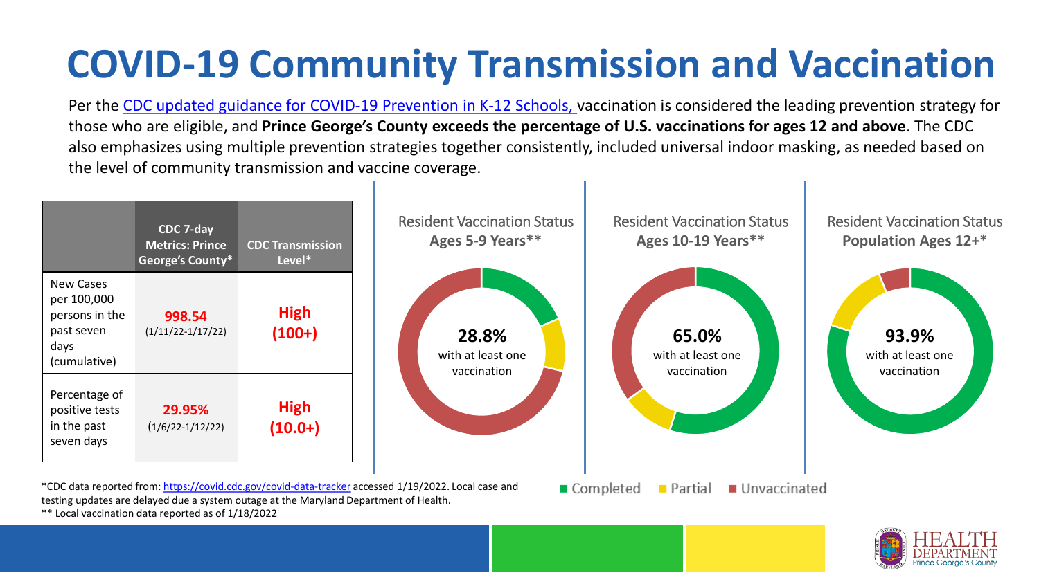# COVID-19 Community Transmission and Vaccination

Per the CDC updated guidance for COVID-19 Prevention in K-12 Schools, vaccination is considered the leading prevention strategy for those who are eligible, and **Prince George's County exceeds the percentage of U.S. vaccinations for ages 12 and above**. The CDC also emphasizes using multiple prevention strategies together consistently, included universal indoor masking, as needed based on the level of community transmission and vaccine coverage.

| | CDC 7-day Metrics: Prince George's County* | CDC Transmission Level* |
|---|---|---|
| New Cases per 100,000 persons in the past seven days (cumulative) | **998.54** (1/11/22-1/17/22) | **High (100+)** |
| Percentage of positive tests in the past seven days | **29.95%** (1/6/22-1/12/22) | **High (10.0+)** |

Resident Vaccination Status **Ages 5-9 Years****

**28.8%** with at least one vaccination

Resident Vaccination Status **Ages 10-19 Years****

**65.0%** with at least one vaccination

Resident Vaccination Status **Population Ages 12+***

**93.9%** with at least one vaccination

Completed | Partial | Unvaccinated

*CDC data reported from: https://covid.cdc.gov/covid-data-tracker accessed 1/19/2022. Local case and testing updates are delayed due a system outage at the Maryland Department of Health.

** Local vaccination data reported as of 1/18/2022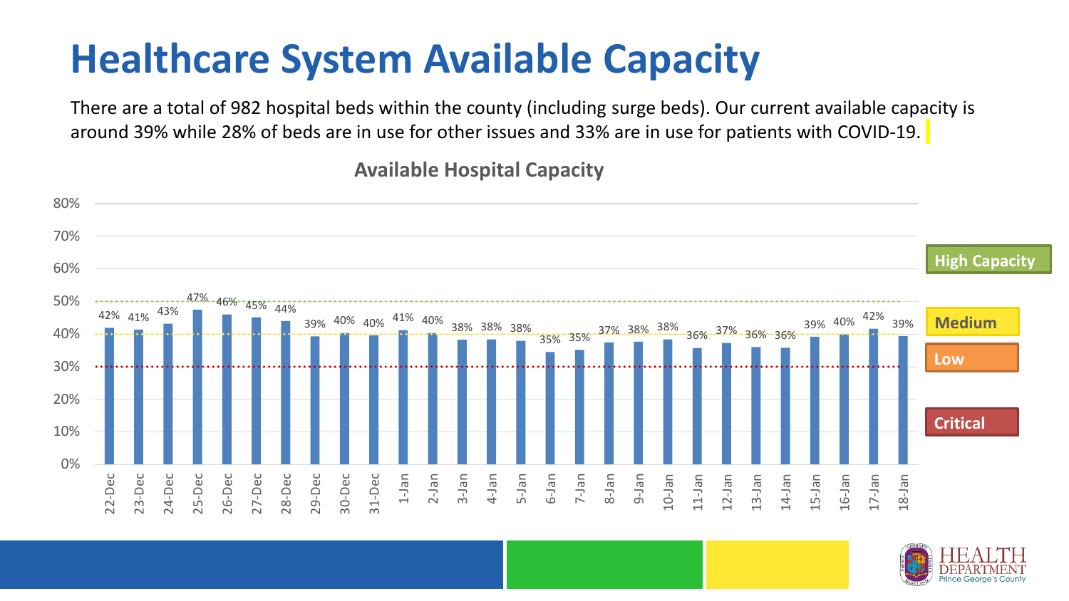# Healthcare System Available Capacity

There are a total of 982 hospital beds within the county (including surge beds). Our current available capacity is around 39% while 28% of beds are in use for other issues and 33% are in use for patients with COVID-19.

**Available Hospital Capacity**

80%
70%
60%
50%
40%
30%
20%
10%
0%

42% 41% 43% 47% 46% 45% 44% 39% 40% 40% 41% 40% 38% 38% 38% 35% 35% 37% 38% 38% 36% 37% 36% 36% 39% 40% 42% 39%

22-Dec 23-Dec 24-Dec 25-Dec 26-Dec 27-Dec 28-Dec 29-Dec 30-Dec 31-Dec 1-Jan 2-Jan 3-Jan 4-Jan 5-Jan 6-Jan 7-Jan 8-Jan 9-Jan 10-Jan 11-Jan 12-Jan 13-Jan 14-Jan 15-Jan 16-Jan 17-Jan 18-Jan

High Capacity
Medium
Low
Critical

HEALTH DEPARTMENT
Prince George's County